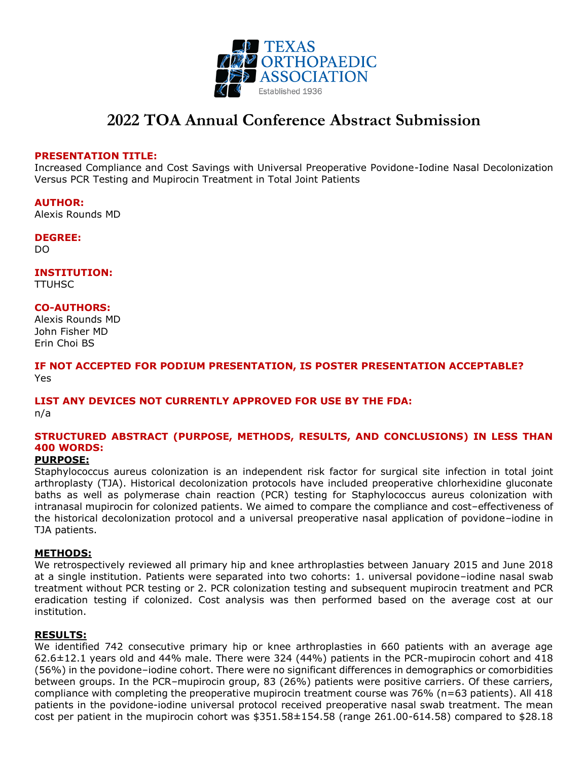TEXAS ORTHOPAEDIC ASSOCIATION

Established 1936

# 2022 TOA Annual Conference Abstract Submission

**PRESENTATION TITLE:**

Increased Compliance and Cost Savings with Universal Preoperative Povidone-Iodine Nasal Decolonization Versus PCR Testing and Mupirocin Treatment in Total Joint Patients

**AUTHOR:**

Alexis Rounds MD

**DEGREE:**

DO

**INSTITUTION:**

TTUHSC

**CO-AUTHORS:**

Alexis Rounds MD
John Fisher MD
Erin Choi BS

**IF NOT ACCEPTED FOR PODIUM PRESENTATION, IS POSTER PRESENTATION ACCEPTABLE?**

Yes

**LIST ANY DEVICES NOT CURRENTLY APPROVED FOR USE BY THE FDA:**

n/a

**STRUCTURED ABSTRACT (PURPOSE, METHODS, RESULTS, AND CONCLUSIONS) IN LESS THAN 400 WORDS:**

**PURPOSE:**

Staphylococcus aureus colonization is an independent risk factor for surgical site infection in total joint arthroplasty (TJA). Historical decolonization protocols have included preoperative chlorhexidine gluconate baths as well as polymerase chain reaction (PCR) testing for Staphylococcus aureus colonization with intranasal mupirocin for colonized patients. We aimed to compare the compliance and cost–effectiveness of the historical decolonization protocol and a universal preoperative nasal application of povidone–iodine in TJA patients.

**METHODS:**

We retrospectively reviewed all primary hip and knee arthroplasties between January 2015 and June 2018 at a single institution. Patients were separated into two cohorts: 1. universal povidone–iodine nasal swab treatment without PCR testing or 2. PCR colonization testing and subsequent mupirocin treatment and PCR eradication testing if colonized. Cost analysis was then performed based on the average cost at our institution.

**RESULTS:**

We identified 742 consecutive primary hip or knee arthroplasties in 660 patients with an average age 62.6±12.1 years old and 44% male. There were 324 (44%) patients in the PCR-mupirocin cohort and 418 (56%) in the povidone–iodine cohort. There were no significant differences in demographics or comorbidities between groups. In the PCR–mupirocin group, 83 (26%) patients were positive carriers. Of these carriers, compliance with completing the preoperative mupirocin treatment course was 76% (n=63 patients). All 418 patients in the povidone-iodine universal protocol received preoperative nasal swab treatment. The mean cost per patient in the mupirocin cohort was $351.58±154.58 (range 261.00-614.58) compared to $28.18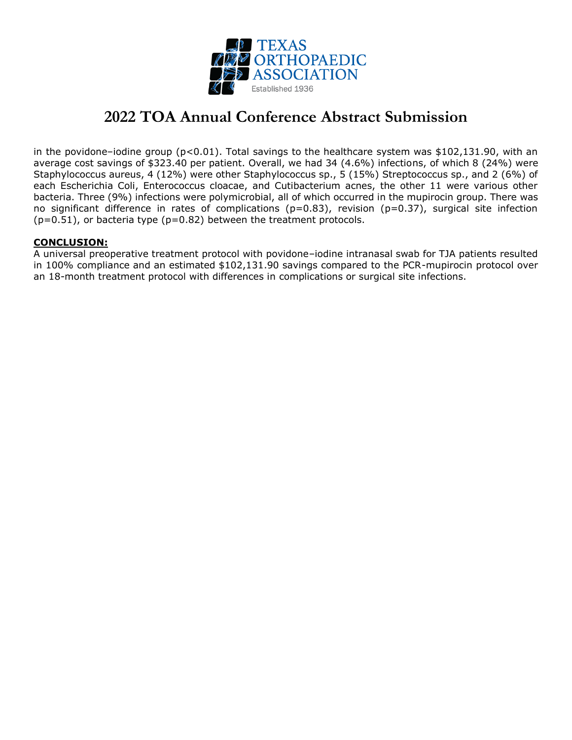# 2022 TOA Annual Conference Abstract Submission

in the povidone–iodine group ($p<0.01$). Total savings to the healthcare system was $102,131.90, with an average cost savings of $323.40 per patient. Overall, we had 34 (4.6%) infections, of which 8 (24%) were Staphylococcus aureus, 4 (12%) were other Staphylococcus sp., 5 (15%) Streptococcus sp., and 2 (6%) of each Escherichia Coli, Enterococcus cloacae, and Cutibacterium acnes, the other 11 were various other bacteria. Three (9%) infections were polymicrobial, all of which occurred in the mupirocin group. There was no significant difference in rates of complications ($p=0.83$), revision ($p=0.37$), surgical site infection ($p=0.51$), or bacteria type ($p=0.82$) between the treatment protocols.

**CONCLUSION:**

A universal preoperative treatment protocol with povidone–iodine intranasal swab for TJA patients resulted in 100% compliance and an estimated $102,131.90 savings compared to the PCR-mupirocin protocol over an 18-month treatment protocol with differences in complications or surgical site infections.